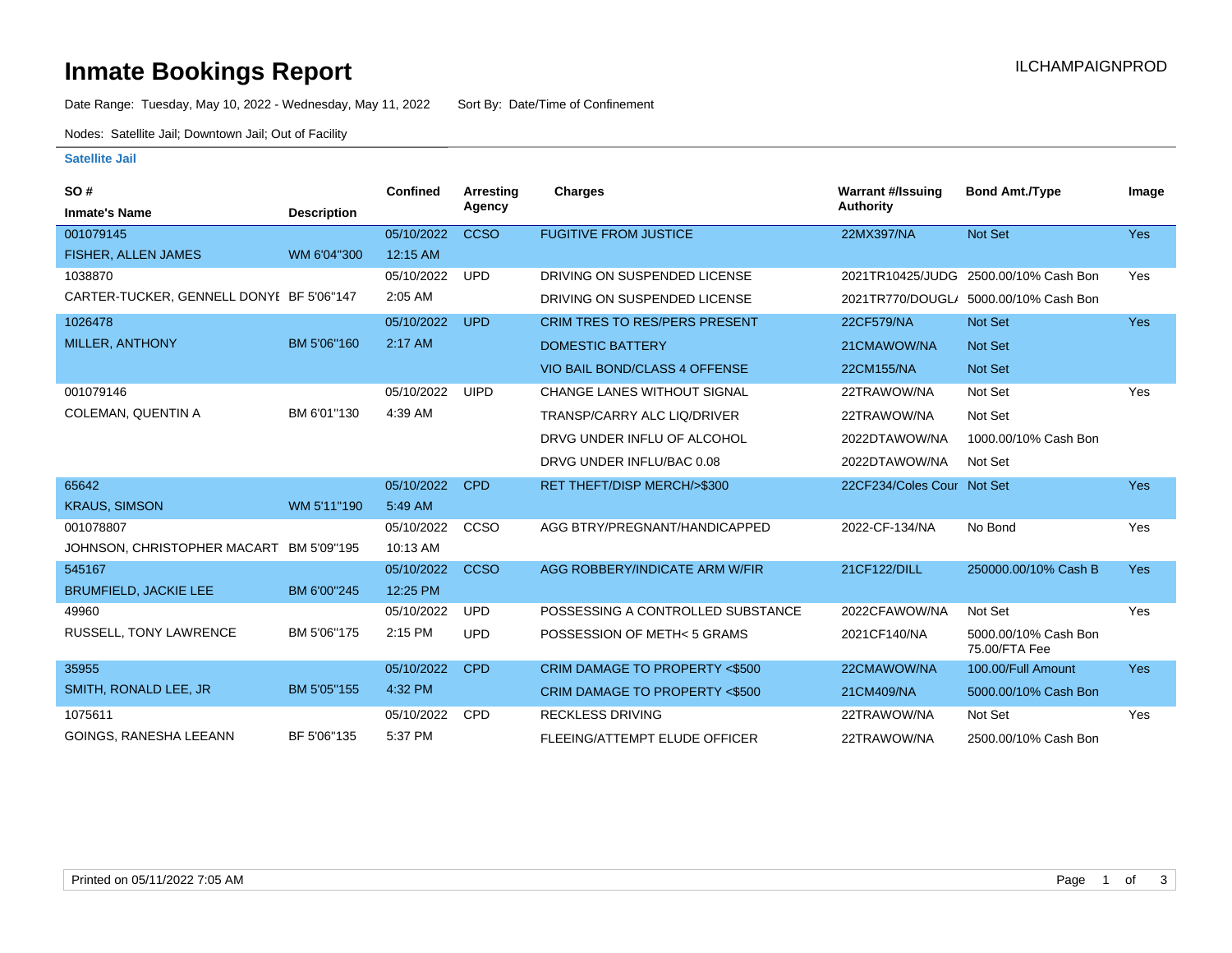# Inmate Bookings Report

ILCHAMPAIGNPROD

Date Range: Tuesday, May 10, 2022 - Wednesday, May 11, 2022 Sort By: Date/Time of Confinement

Nodes: Satellite Jail; Downtown Jail; Out of Facility

### Satellite Jail

| SO # / Inmate's Name | Description | Confined | Arresting Agency | Charges | Warrant #/Issuing Authority | Bond Amt./Type | Image |
|---|---|---|---|---|---|---|---|
| 001079145 | | 05/10/2022 | CCSO | FUGITIVE FROM JUSTICE | 22MX397/NA | Not Set | Yes |
| FISHER, ALLEN JAMES | WM 6'04"300 | 12:15 AM | | | | | |
| 1038870 | | 05/10/2022 | UPD | DRIVING ON SUSPENDED LICENSE | 2021TR10425/JUDG | 2500.00/10% Cash Bon | Yes |
| CARTER-TUCKER, GENNELL DONYE | BF 5'06"147 | 2:05 AM | | DRIVING ON SUSPENDED LICENSE | 2021TR770/DOUGL/ | 5000.00/10% Cash Bon | |
| 1026478 | | 05/10/2022 | UPD | CRIM TRES TO RES/PERS PRESENT | 22CF579/NA | Not Set | Yes |
| MILLER, ANTHONY | BM 5'06"160 | 2:17 AM | | DOMESTIC BATTERY | 21CMAWOW/NA | Not Set | |
| | | | | VIO BAIL BOND/CLASS 4 OFFENSE | 22CM155/NA | Not Set | |
| 001079146 | | 05/10/2022 | UIPD | CHANGE LANES WITHOUT SIGNAL | 22TRAWOW/NA | Not Set | Yes |
| COLEMAN, QUENTIN A | BM 6'01"130 | 4:39 AM | | TRANSP/CARRY ALC LIQ/DRIVER | 22TRAWOW/NA | Not Set | |
| | | | | DRVG UNDER INFLU OF ALCOHOL | 2022DTAWOW/NA | 1000.00/10% Cash Bon | |
| | | | | DRVG UNDER INFLU/BAC 0.08 | 2022DTAWOW/NA | Not Set | |
| 65642 | | 05/10/2022 | CPD | RET THEFT/DISP MERCH/>$300 | 22CF234/Coles Cour | Not Set | Yes |
| KRAUS, SIMSON | WM 5'11"190 | 5:49 AM | | | | | |
| 001078807 | | 05/10/2022 | CCSO | AGG BTRY/PREGNANT/HANDICAPPED | 2022-CF-134/NA | No Bond | Yes |
| JOHNSON, CHRISTOPHER MACART | BM 5'09"195 | 10:13 AM | | | | | |
| 545167 | | 05/10/2022 | CCSO | AGG ROBBERY/INDICATE ARM W/FIR | 21CF122/DILL | 250000.00/10% Cash B | Yes |
| BRUMFIELD, JACKIE LEE | BM 6'00"245 | 12:25 PM | | | | | |
| 49960 | | 05/10/2022 | UPD | POSSESSING A CONTROLLED SUBSTANCE | 2022CFAWOW/NA | Not Set | Yes |
| RUSSELL, TONY LAWRENCE | BM 5'06"175 | 2:15 PM | UPD | POSSESSION OF METH< 5 GRAMS | 2021CF140/NA | 5000.00/10% Cash Bon 75.00/FTA Fee | |
| 35955 | | 05/10/2022 | CPD | CRIM DAMAGE TO PROPERTY <$500 | 22CMAWOW/NA | 100.00/Full Amount | Yes |
| SMITH, RONALD LEE, JR | BM 5'05"155 | 4:32 PM | | CRIM DAMAGE TO PROPERTY <$500 | 21CM409/NA | 5000.00/10% Cash Bon | |
| 1075611 | | 05/10/2022 | CPD | RECKLESS DRIVING | 22TRAWOW/NA | Not Set | Yes |
| GOINGS, RANESHA LEEANN | BF 5'06"135 | 5:37 PM | | FLEEING/ATTEMPT ELUDE OFFICER | 22TRAWOW/NA | 2500.00/10% Cash Bon | |

Printed on 05/11/2022 7:05 AM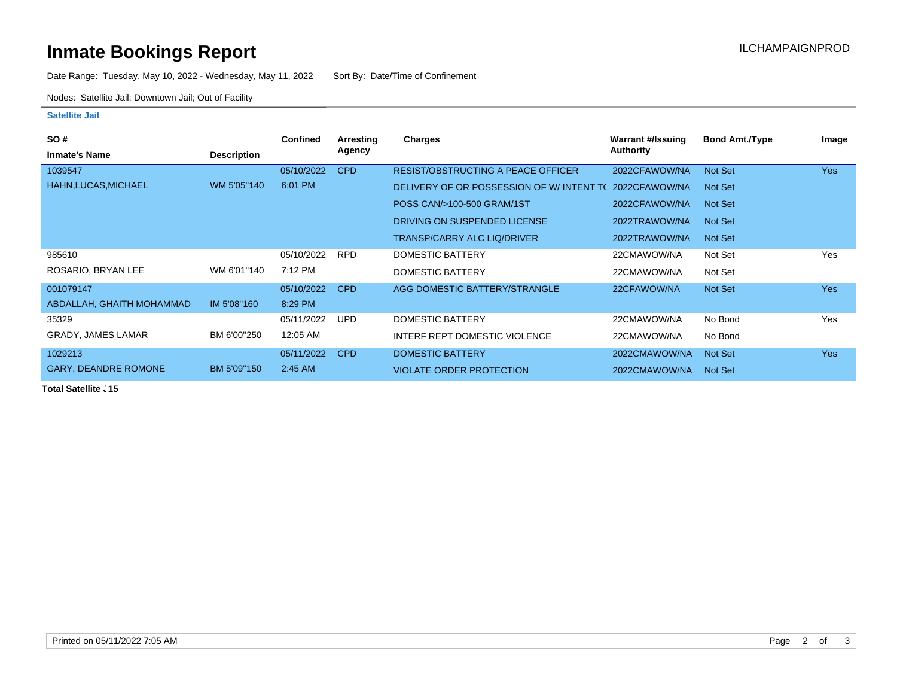# Inmate Bookings Report

ILCHAMPAIGNPROD

Date Range: Tuesday, May 10, 2022 - Wednesday, May 11, 2022 Sort By: Date/Time of Confinement

Nodes: Satellite Jail; Downtown Jail; Out of Facility

## Satellite Jail

| SO # / Inmate's Name | Description | Confined | Arresting Agency | Charges | Warrant #/Issuing Authority | Bond Amt./Type | Image |
|---|---|---|---|---|---|---|---|
| 1039547 | | 05/10/2022 | CPD | RESIST/OBSTRUCTING A PEACE OFFICER | 2022CFAWOW/NA | Not Set | Yes |
| HAHN,LUCAS,MICHAEL | WM 5'05"140 | 6:01 PM | | DELIVERY OF OR POSSESSION OF W/ INTENT T( | 2022CFAWOW/NA | Not Set | |
| | | | | POSS CAN/>100-500 GRAM/1ST | 2022CFAWOW/NA | Not Set | |
| | | | | DRIVING ON SUSPENDED LICENSE | 2022TRAWOW/NA | Not Set | |
| | | | | TRANSP/CARRY ALC LIQ/DRIVER | 2022TRAWOW/NA | Not Set | |
| 985610 | | 05/10/2022 | RPD | DOMESTIC BATTERY | 22CMAWOW/NA | Not Set | Yes |
| ROSARIO, BRYAN LEE | WM 6'01"140 | 7:12 PM | | DOMESTIC BATTERY | 22CMAWOW/NA | Not Set | |
| 001079147 | | 05/10/2022 | CPD | AGG DOMESTIC BATTERY/STRANGLE | 22CFAWOW/NA | Not Set | Yes |
| ABDALLAH, GHAITH MOHAMMAD | IM 5'08"160 | 8:29 PM | | | | | |
| 35329 | | 05/11/2022 | UPD | DOMESTIC BATTERY | 22CMAWOW/NA | No Bond | Yes |
| GRADY, JAMES LAMAR | BM 6'00"250 | 12:05 AM | | INTERF REPT DOMESTIC VIOLENCE | 22CMAWOW/NA | No Bond | |
| 1029213 | | 05/11/2022 | CPD | DOMESTIC BATTERY | 2022CMAWOW/NA | Not Set | Yes |
| GARY, DEANDRE ROMONE | BM 5'09"150 | 2:45 AM | | VIOLATE ORDER PROTECTION | 2022CMAWOW/NA | Not Set | |

**Total Satellite J15**

Printed on 05/11/2022 7:05 AM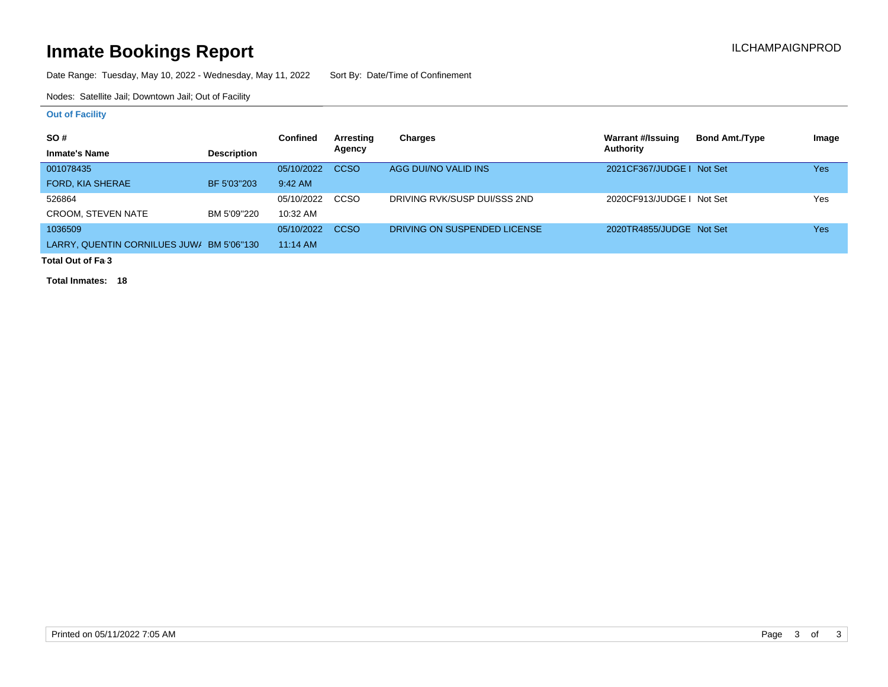# Inmate Bookings Report

ILCHAMPAIGNPROD

Date Range: Tuesday, May 10, 2022 - Wednesday, May 11, 2022 Sort By: Date/Time of Confinement

Nodes: Satellite Jail; Downtown Jail; Out of Facility

### Out of Facility

| SO # / Inmate's Name | Description | Confined | Arresting Agency | Charges | Warrant #/Issuing Authority | Bond Amt./Type | Image |
|---|---|---|---|---|---|---|---|
| 001078435<br>FORD, KIA SHERAE | BF 5'03"203 | 05/10/2022<br>9:42 AM | CCSO | AGG DUI/NO VALID INS | 2021CF367/JUDGE I | Not Set | Yes |
| 526864<br>CROOM, STEVEN NATE | BM 5'09"220 | 05/10/2022<br>10:32 AM | CCSO | DRIVING RVK/SUSP DUI/SSS 2ND | 2020CF913/JUDGE I | Not Set | Yes |
| 1036509<br>LARRY, QUENTIN CORNILUES JUW/ | BM 5'06"130 | 05/10/2022<br>11:14 AM | CCSO | DRIVING ON SUSPENDED LICENSE | 2020TR4855/JUDGE | Not Set | Yes |

**Total Out of Fa 3**

**Total Inmates: 18**

Printed on 05/11/2022 7:05 AM